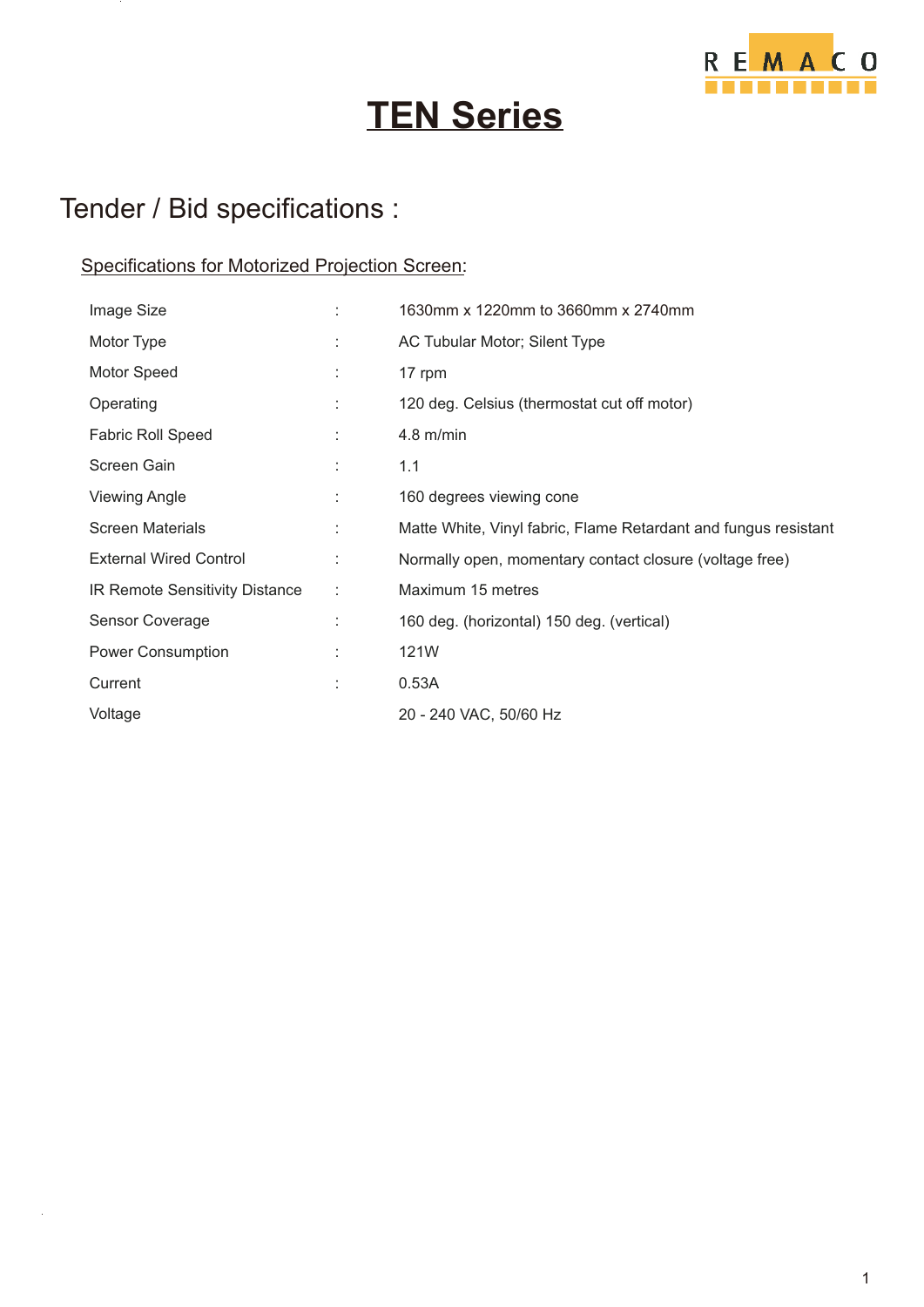# TEN Series

## Tender / Bid specifications :

### Specifications for Motorized Projection Screen:

| | | |
|---|---|---|
| Image Size | : | 1630mm x 1220mm to 3660mm x 2740mm |
| Motor Type | : | AC Tubular Motor; Silent Type |
| Motor Speed | : | 17 rpm |
| Operating | : | 120 deg. Celsius (thermostat cut off motor) |
| Fabric Roll Speed | : | 4.8 m/min |
| Screen Gain | : | 1.1 |
| Viewing Angle | : | 160 degrees viewing cone |
| Screen Materials | : | Matte White, Vinyl fabric, Flame Retardant and fungus resistant |
| External Wired Control | : | Normally open, momentary contact closure (voltage free) |
| IR Remote Sensitivity Distance | : | Maximum 15 metres |
| Sensor Coverage | : | 160 deg. (horizontal) 150 deg. (vertical) |
| Power Consumption | : | 121W |
| Current | : | 0.53A |
| Voltage | | 20 - 240 VAC, 50/60 Hz |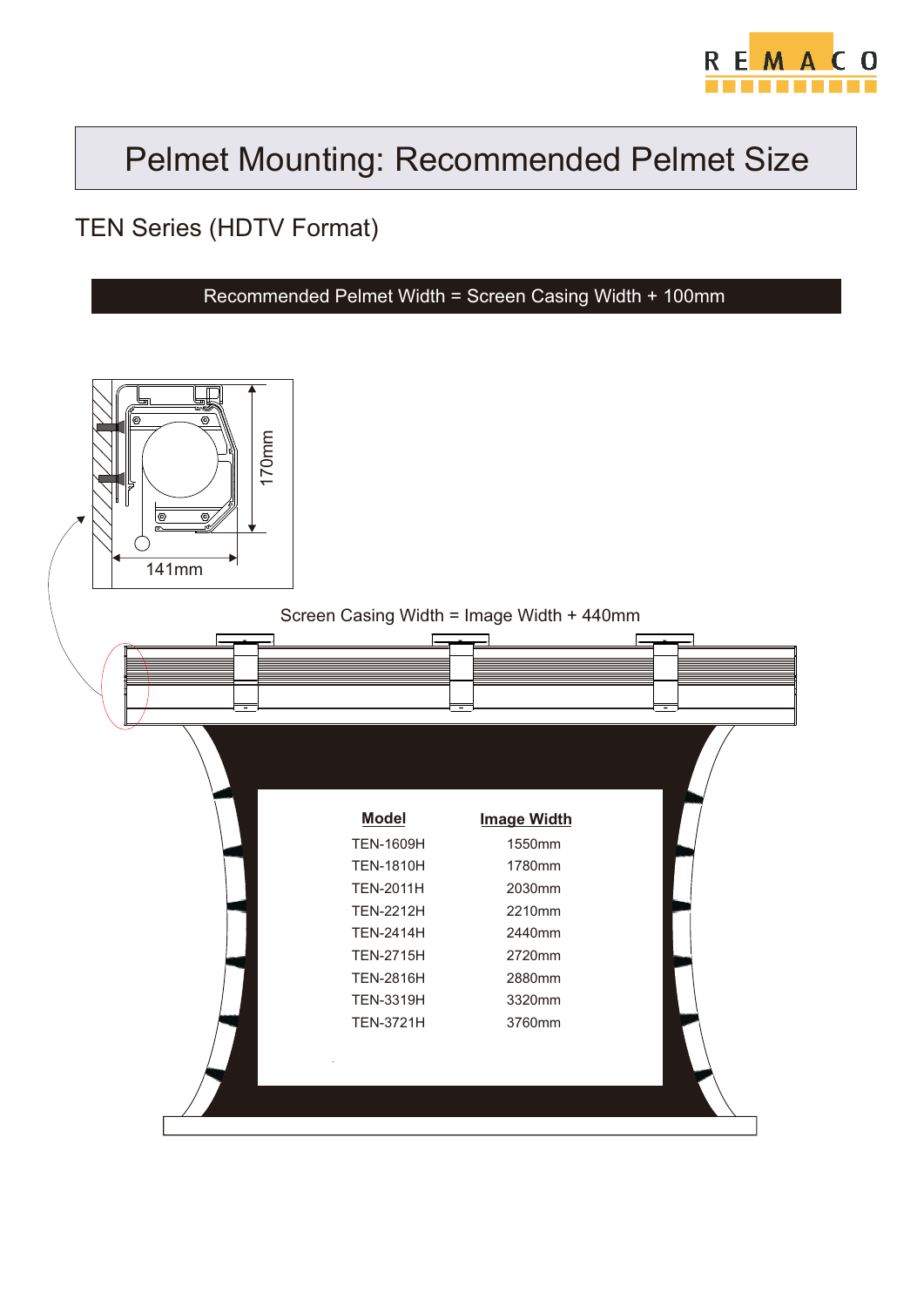# Pelmet Mounting: Recommended Pelmet Size

## TEN Series (HDTV Format)

**Recommended Pelmet Width = Screen Casing Width + 100mm**

170mm

141mm

Screen Casing Width = Image Width + 440mm

| Model | Image Width |
|---|---|
| TEN-1609H | 1550mm |
| TEN-1810H | 1780mm |
| TEN-2011H | 2030mm |
| TEN-2212H | 2210mm |
| TEN-2414H | 2440mm |
| TEN-2715H | 2720mm |
| TEN-2816H | 2880mm |
| TEN-3319H | 3320mm |
| TEN-3721H | 3760mm |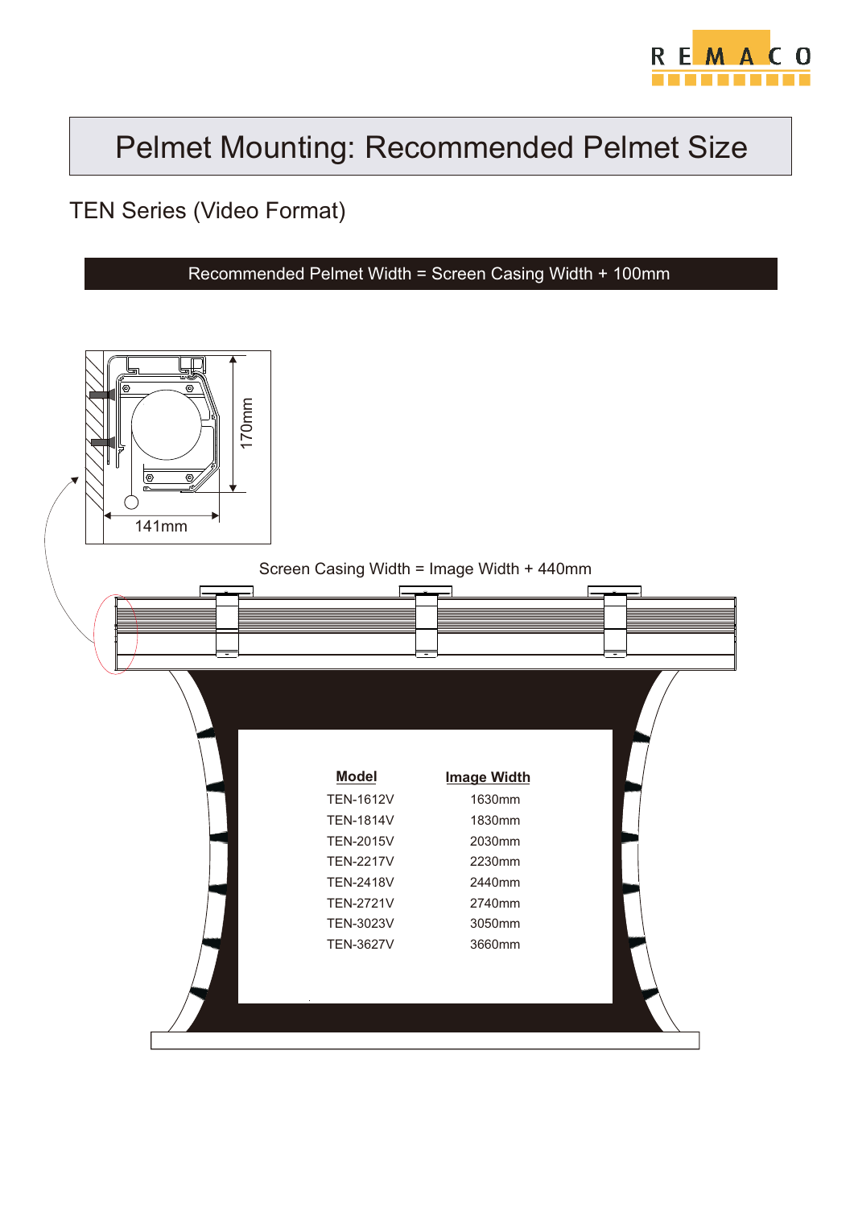# Pelmet Mounting: Recommended Pelmet Size

## TEN Series (Video Format)

**Recommended Pelmet Width = Screen Casing Width + 100mm**

170mm

141mm

Screen Casing Width = Image Width + 440mm

| Model | Image Width |
|---|---|
| TEN-1612V | 1630mm |
| TEN-1814V | 1830mm |
| TEN-2015V | 2030mm |
| TEN-2217V | 2230mm |
| TEN-2418V | 2440mm |
| TEN-2721V | 2740mm |
| TEN-3023V | 3050mm |
| TEN-3627V | 3660mm |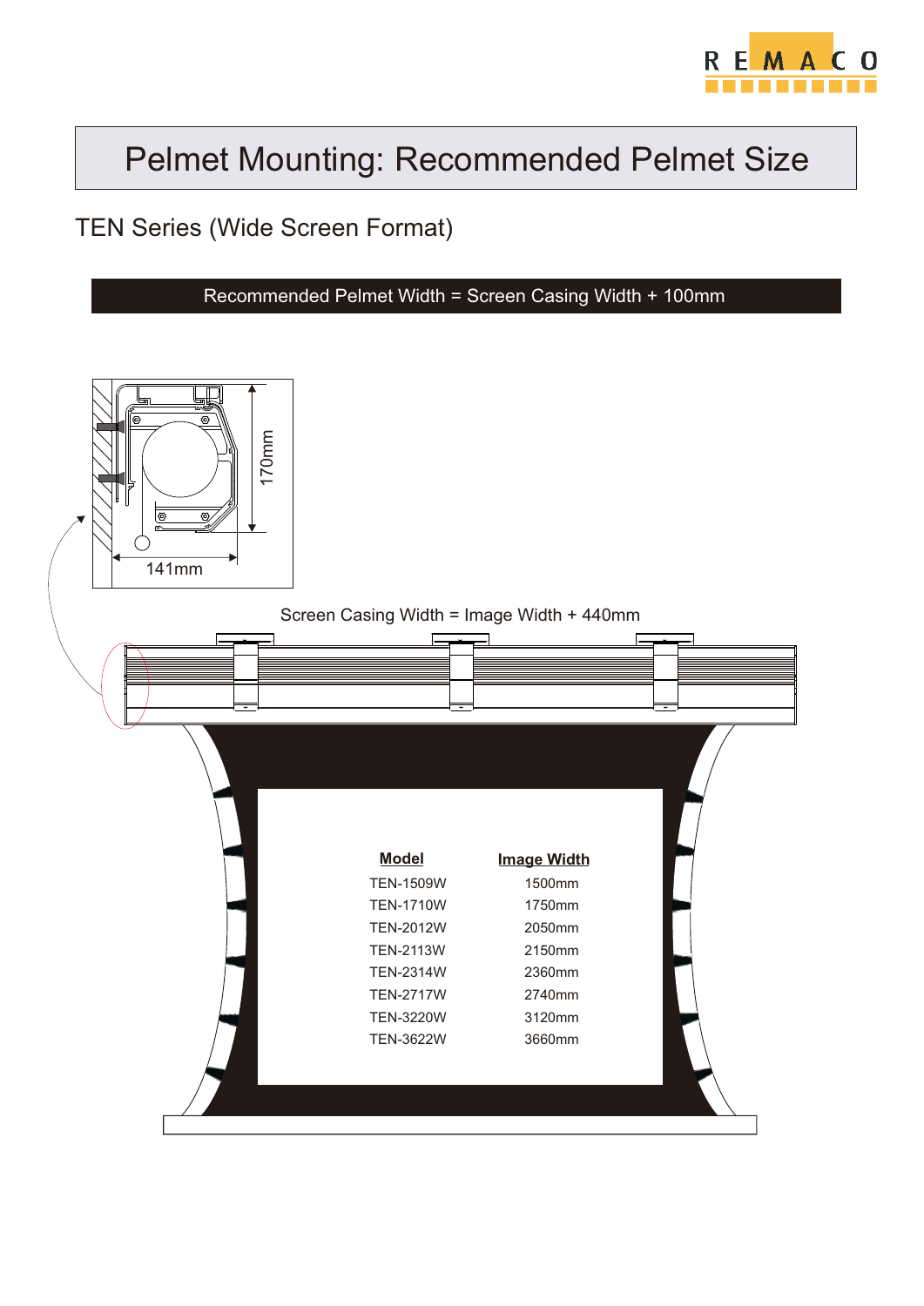# Pelmet Mounting: Recommended Pelmet Size

## TEN Series (Wide Screen Format)

**Recommended Pelmet Width = Screen Casing Width + 100mm**

170mm

141mm

Screen Casing Width = Image Width + 440mm

| Model | Image Width |
|---|---|
| TEN-1509W | 1500mm |
| TEN-1710W | 1750mm |
| TEN-2012W | 2050mm |
| TEN-2113W | 2150mm |
| TEN-2314W | 2360mm |
| TEN-2717W | 2740mm |
| TEN-3220W | 3120mm |
| TEN-3622W | 3660mm |